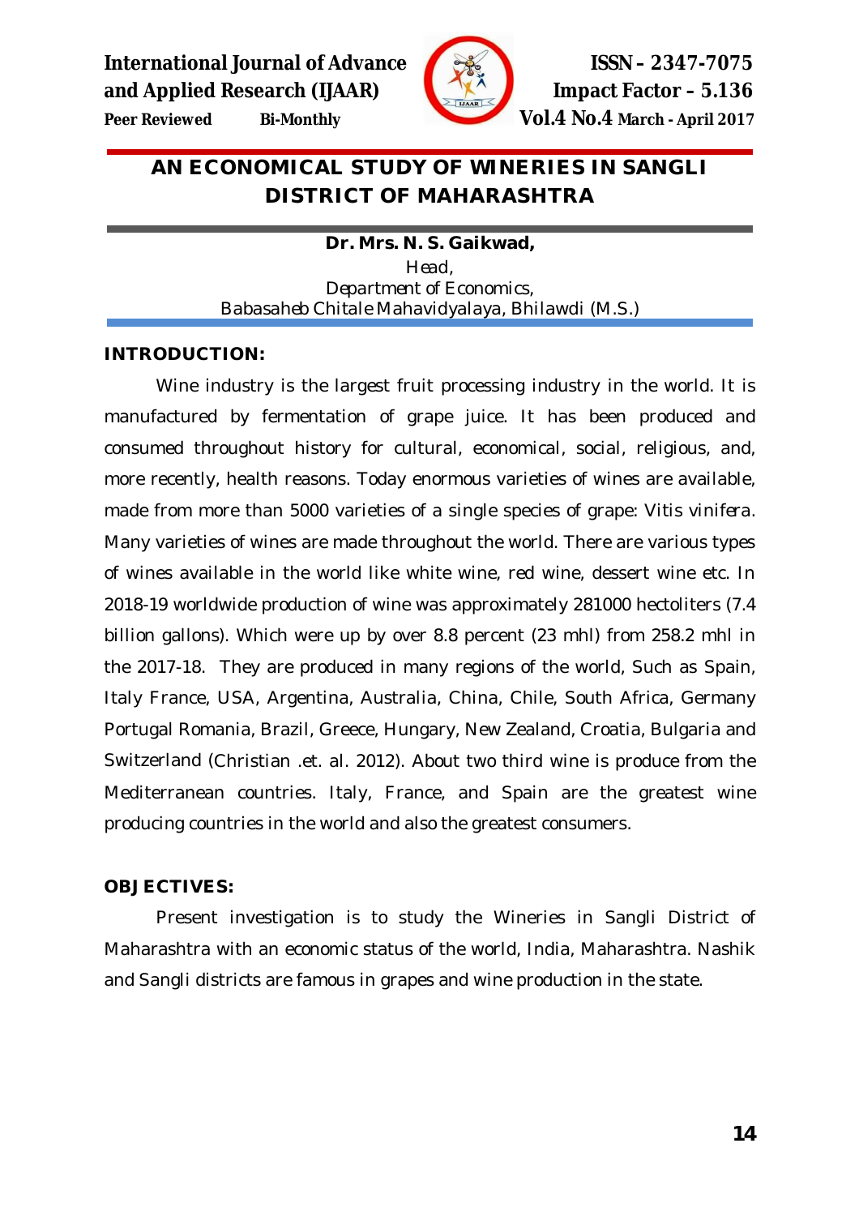# AN ECONOMICAL STUDY OF WINERIES IN SANGLI DISTRICT OF MAHARASHTRA

**Dr. Mrs. N. S. Gaikwad,**
*Head,*
*Department of Economics,*
Babasaheb Chitale Mahavidyalaya, Bhilawdi (M.S.)

## INTRODUCTION:

Wine industry is the largest fruit processing industry in the world. It is manufactured by fermentation of grape juice. It has been produced and consumed throughout history for cultural, economical, social, religious, and, more recently, health reasons. Today enormous varieties of wines are available, made from more than 5000 varieties of a single species of grape: Vitis vinifera. Many varieties of wines are made throughout the world. There are various types of wines available in the world like white wine, red wine, dessert wine etc. In 2018-19 worldwide production of wine was approximately 281000 hectoliters (7.4 billion gallons). Which were up by over 8.8 percent (23 mhl) from 258.2 mhl in the 2017-18. They are produced in many regions of the world, Such as Spain, Italy France, USA, Argentina, Australia, China, Chile, South Africa, Germany Portugal Romania, Brazil, Greece, Hungary, New Zealand, Croatia, Bulgaria and Switzerland (Christian .et. al. 2012). About two third wine is produce from the Mediterranean countries. Italy, France, and Spain are the greatest wine producing countries in the world and also the greatest consumers.

## OBJECTIVES:

Present investigation is to study the Wineries in Sangli District of Maharashtra with an economic status of the world, India, Maharashtra. Nashik and Sangli districts are famous in grapes and wine production in the state.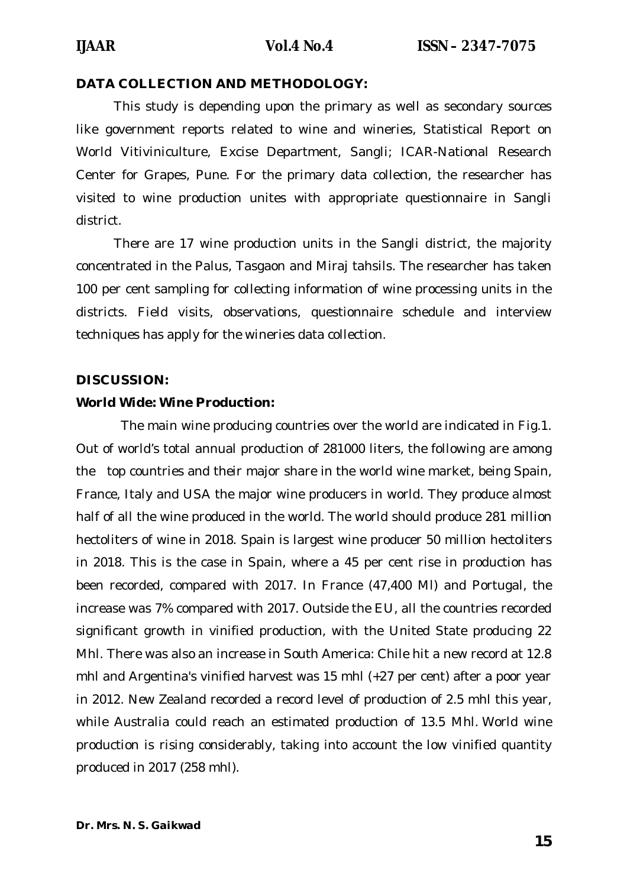**DATA COLLECTION AND METHODOLOGY:**

This study is depending upon the primary as well as secondary sources like government reports related to wine and wineries, Statistical Report on World Vitiviniculture, Excise Department, Sangli; ICAR-National Research Center for Grapes, Pune. For the primary data collection, the researcher has visited to wine production unites with appropriate questionnaire in Sangli district.

There are 17 wine production units in the Sangli district, the majority concentrated in the Palus, Tasgaon and Miraj tahsils. The researcher has taken 100 per cent sampling for collecting information of wine processing units in the districts. Field visits, observations, questionnaire schedule and interview techniques has apply for the wineries data collection.

**DISCUSSION:**

**World Wide: Wine Production:**

The main wine producing countries over the world are indicated in Fig.1. Out of world's total annual production of 281000 liters, the following are among the top countries and their major share in the world wine market, being Spain, France, Italy and USA the major wine producers in world. They produce almost half of all the wine produced in the world. The world should produce 281 million hectoliters of wine in 2018. Spain is largest wine producer 50 million hectoliters in 2018. This is the case in Spain, where a 45 per cent rise in production has been recorded, compared with 2017. In France (47,400 Ml) and Portugal, the increase was 7% compared with 2017. Outside the EU, all the countries recorded significant growth in vinified production, with the United State producing 22 Mhl. There was also an increase in South America: Chile hit a new record at 12.8 mhl and Argentina's vinified harvest was 15 mhl (+27 per cent) after a poor year in 2012. New Zealand recorded a record level of production of 2.5 mhl this year, while Australia could reach an estimated production of 13.5 Mhl. World wine production is rising considerably, taking into account the low vinified quantity produced in 2017 (258 mhl).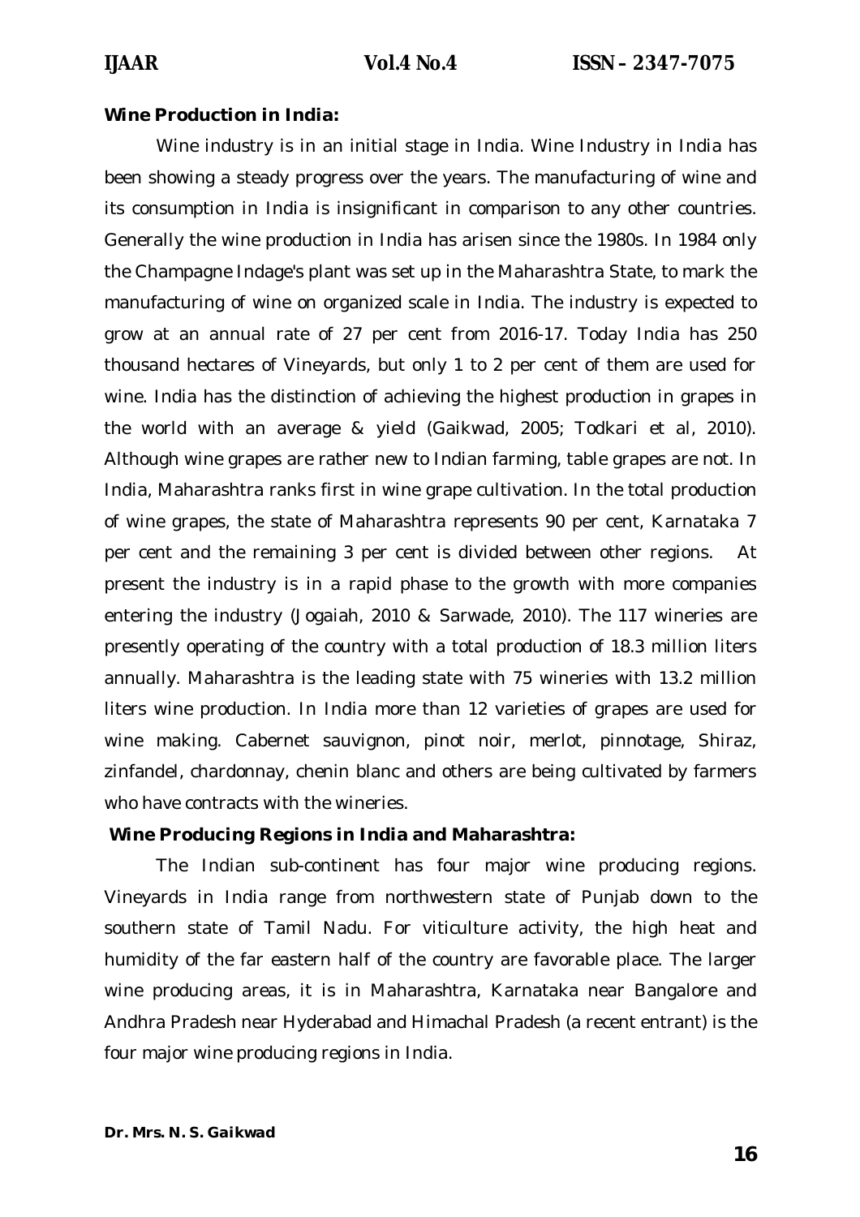**Wine Production in India:**

Wine industry is in an initial stage in India. Wine Industry in India has been showing a steady progress over the years. The manufacturing of wine and its consumption in India is insignificant in comparison to any other countries. Generally the wine production in India has arisen since the 1980s. In 1984 only the Champagne Indage's plant was set up in the Maharashtra State, to mark the manufacturing of wine on organized scale in India. The industry is expected to grow at an annual rate of 27 per cent from 2016-17. Today India has 250 thousand hectares of Vineyards, but only 1 to 2 per cent of them are used for wine. India has the distinction of achieving the highest production in grapes in the world with an average & yield (Gaikwad, 2005; Todkari et al, 2010). Although wine grapes are rather new to Indian farming, table grapes are not. In India, Maharashtra ranks first in wine grape cultivation. In the total production of wine grapes, the state of Maharashtra represents 90 per cent, Karnataka 7 per cent and the remaining 3 per cent is divided between other regions. At present the industry is in a rapid phase to the growth with more companies entering the industry (Jogaiah, 2010 & Sarwade, 2010). The 117 wineries are presently operating of the country with a total production of 18.3 million liters annually. Maharashtra is the leading state with 75 wineries with 13.2 million liters wine production. In India more than 12 varieties of grapes are used for wine making. Cabernet sauvignon, pinot noir, merlot, pinnotage, Shiraz, zinfandel, chardonnay, chenin blanc and others are being cultivated by farmers who have contracts with the wineries.

**Wine Producing Regions in India and Maharashtra:**

The Indian sub-continent has four major wine producing regions. Vineyards in India range from northwestern state of Punjab down to the southern state of Tamil Nadu. For viticulture activity, the high heat and humidity of the far eastern half of the country are favorable place. The larger wine producing areas, it is in Maharashtra, Karnataka near Bangalore and Andhra Pradesh near Hyderabad and Himachal Pradesh (a recent entrant) is the four major wine producing regions in India.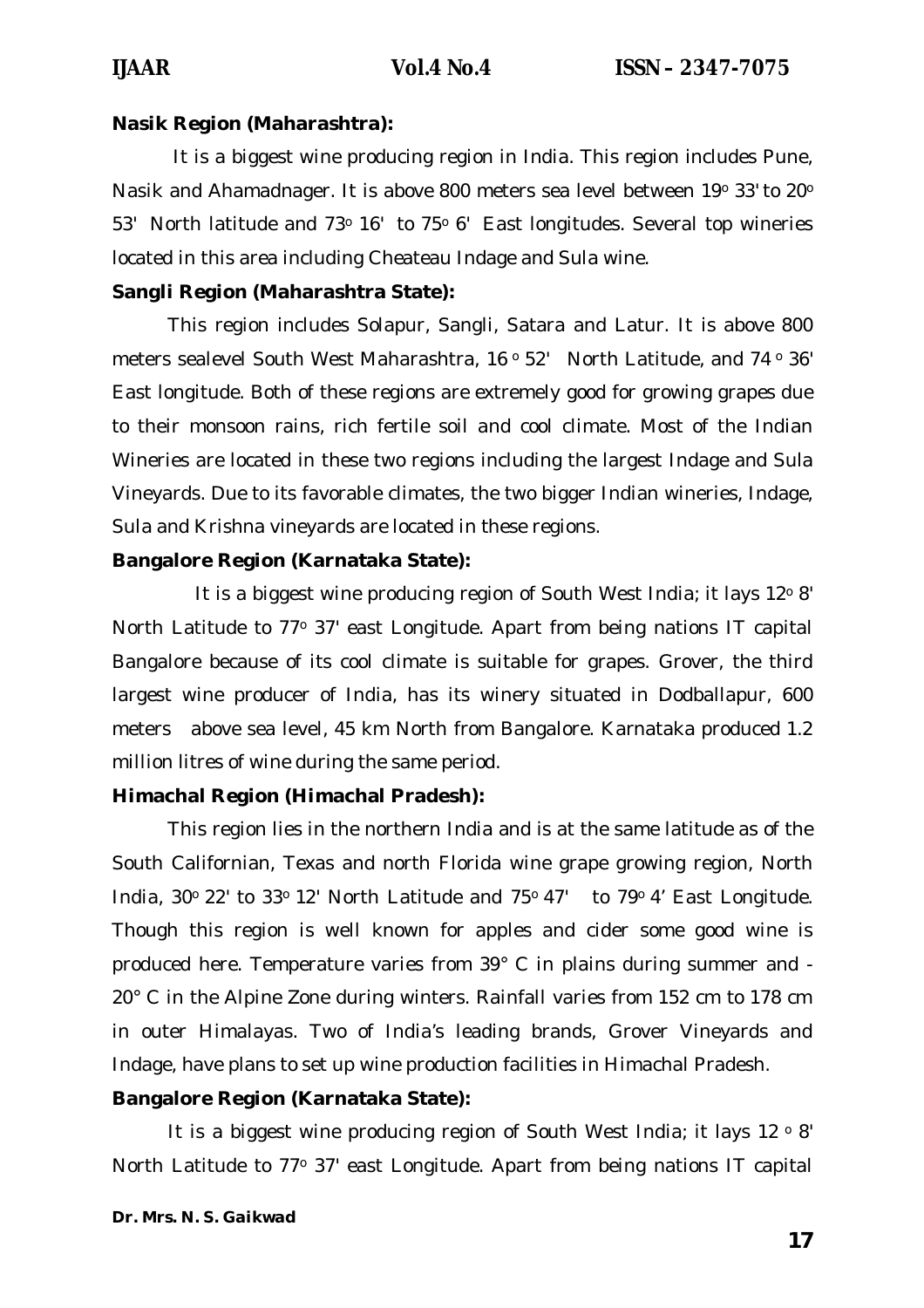**Nasik Region (Maharashtra):**

It is a biggest wine producing region in India. This region includes Pune, Nasik and Ahamadnager. It is above 800 meters sea level between 19° 33' to 20° 53' North latitude and 73° 16' to 75° 6' East longitudes. Several top wineries located in this area including Cheateau Indage and Sula wine.

**Sangli Region (Maharashtra State):**

This region includes Solapur, Sangli, Satara and Latur. It is above 800 meters sealevel South West Maharashtra, 16 ° 52' North Latitude, and 74 ° 36' East longitude. Both of these regions are extremely good for growing grapes due to their monsoon rains, rich fertile soil and cool climate. Most of the Indian Wineries are located in these two regions including the largest Indage and Sula Vineyards. Due to its favorable climates, the two bigger Indian wineries, Indage, Sula and Krishna vineyards are located in these regions.

**Bangalore Region (Karnataka State):**

It is a biggest wine producing region of South West India; it lays 12° 8' North Latitude to 77° 37' east Longitude. Apart from being nations IT capital Bangalore because of its cool climate is suitable for grapes. Grover, the third largest wine producer of India, has its winery situated in Dodballapur, 600 meters above sea level, 45 km North from Bangalore. Karnataka produced 1.2 million litres of wine during the same period.

**Himachal Region (Himachal Pradesh):**

This region lies in the northern India and is at the same latitude as of the South Californian, Texas and north Florida wine grape growing region, North India, 30° 22' to 33° 12' North Latitude and 75° 47' to 79° 4' East Longitude. Though this region is well known for apples and cider some good wine is produced here. Temperature varies from 39° C in plains during summer and -20° C in the Alpine Zone during winters. Rainfall varies from 152 cm to 178 cm in outer Himalayas. Two of India's leading brands, Grover Vineyards and Indage, have plans to set up wine production facilities in Himachal Pradesh.

**Bangalore Region (Karnataka State):**

It is a biggest wine producing region of South West India; it lays 12 ° 8' North Latitude to 77° 37' east Longitude. Apart from being nations IT capital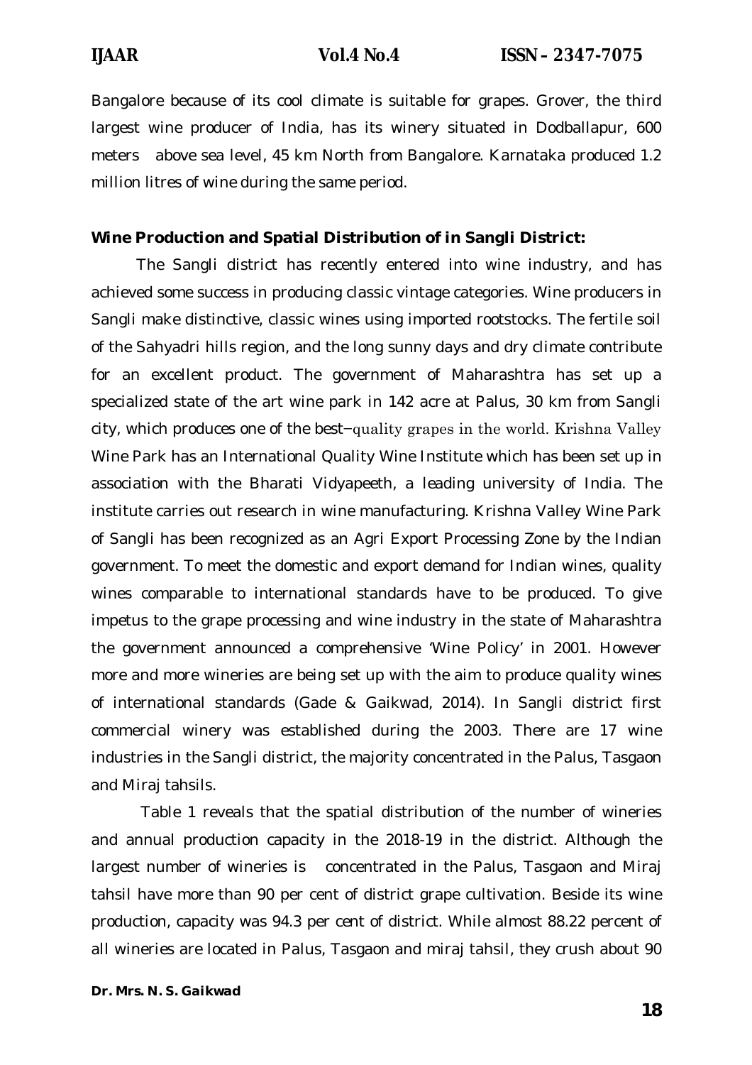Bangalore because of its cool climate is suitable for grapes. Grover, the third largest wine producer of India, has its winery situated in Dodballapur, 600 meters above sea level, 45 km North from Bangalore. Karnataka produced 1.2 million litres of wine during the same period.

**Wine Production and Spatial Distribution of in Sangli District:**

The Sangli district has recently entered into wine industry, and has achieved some success in producing classic vintage categories. Wine producers in Sangli make distinctive, classic wines using imported rootstocks. The fertile soil of the Sahyadri hills region, and the long sunny days and dry climate contribute for an excellent product. The government of Maharashtra has set up a specialized state of the art wine park in 142 acre at Palus, 30 km from Sangli city, which produces one of the best–quality grapes in the world. Krishna Valley Wine Park has an International Quality Wine Institute which has been set up in association with the Bharati Vidyapeeth, a leading university of India. The institute carries out research in wine manufacturing. Krishna Valley Wine Park of Sangli has been recognized as an Agri Export Processing Zone by the Indian government. To meet the domestic and export demand for Indian wines, quality wines comparable to international standards have to be produced. To give impetus to the grape processing and wine industry in the state of Maharashtra the government announced a comprehensive 'Wine Policy' in 2001. However more and more wineries are being set up with the aim to produce quality wines of international standards (Gade & Gaikwad, 2014). In Sangli district first commercial winery was established during the 2003. There are 17 wine industries in the Sangli district, the majority concentrated in the Palus, Tasgaon and Miraj tahsils.

Table 1 reveals that the spatial distribution of the number of wineries and annual production capacity in the 2018-19 in the district. Although the largest number of wineries is concentrated in the Palus, Tasgaon and Miraj tahsil have more than 90 per cent of district grape cultivation. Beside its wine production, capacity was 94.3 per cent of district. While almost 88.22 percent of all wineries are located in Palus, Tasgaon and miraj tahsil, they crush about 90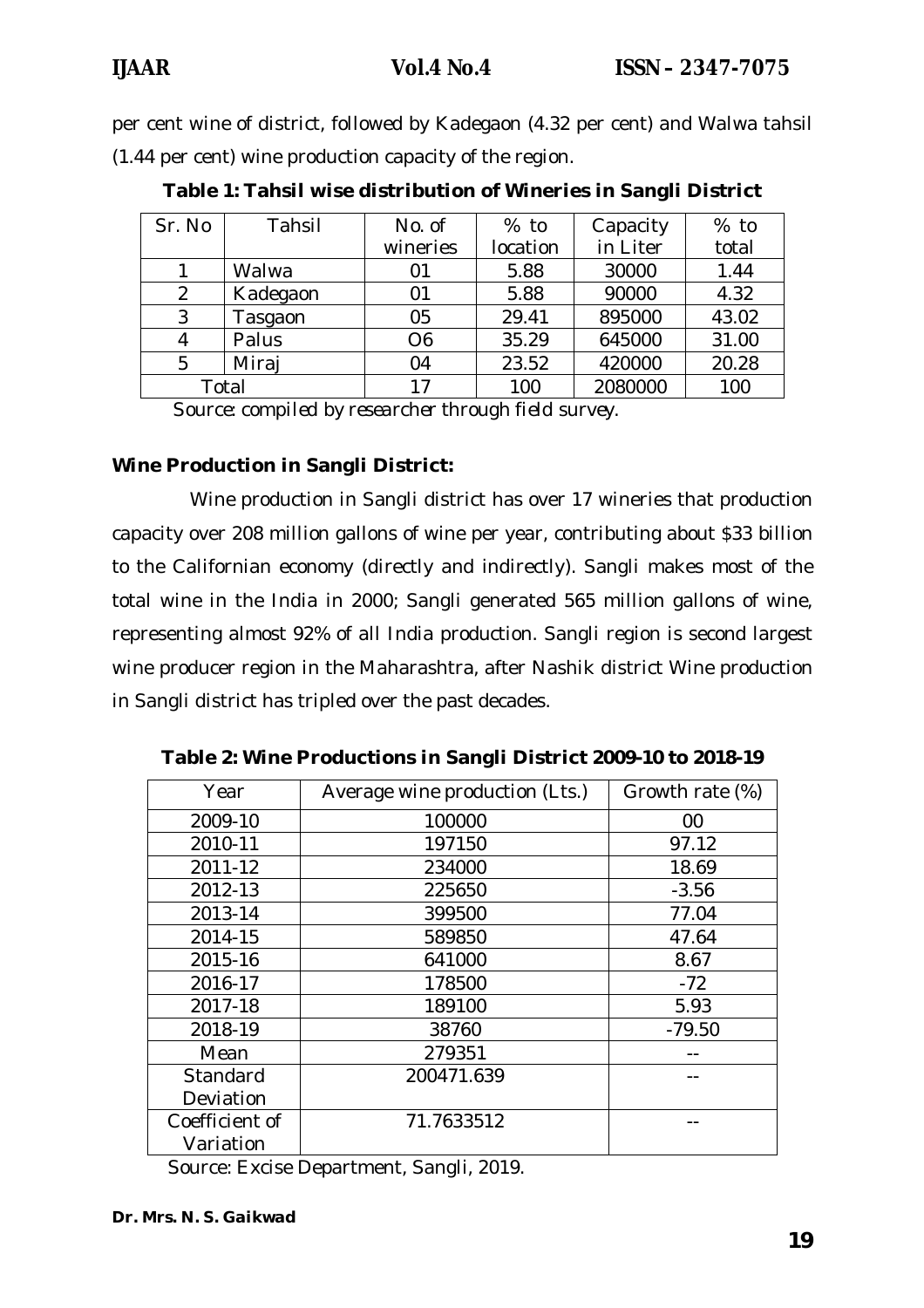per cent wine of district, followed by Kadegaon (4.32 per cent) and Walwa tahsil (1.44 per cent) wine production capacity of the region.

**Table 1: Tahsil wise distribution of Wineries in Sangli District**

| Sr. No | Tahsil | No. of wineries | % to location | Capacity in Liter | % to total |
|---|---|---|---|---|---|
| 1 | Walwa | 01 | 5.88 | 30000 | 1.44 |
| 2 | Kadegaon | 01 | 5.88 | 90000 | 4.32 |
| 3 | Tasgaon | 05 | 29.41 | 895000 | 43.02 |
| 4 | Palus | O6 | 35.29 | 645000 | 31.00 |
| 5 | Miraj | 04 | 23.52 | 420000 | 20.28 |
| Total | | 17 | 100 | 2080000 | 100 |

*Source: compiled by researcher through field survey.*

**Wine Production in Sangli District:**

Wine production in Sangli district has over 17 wineries that production capacity over 208 million gallons of wine per year, contributing about $33 billion to the Californian economy (directly and indirectly). Sangli makes most of the total wine in the India in 2000; Sangli generated 565 million gallons of wine, representing almost 92% of all India production. Sangli region is second largest wine producer region in the Maharashtra, after Nashik district Wine production in Sangli district has tripled over the past decades.

**Table 2: Wine Productions in Sangli District 2009-10 to 2018-19**

| Year | Average wine production (Lts.) | Growth rate (%) |
|---|---|---|
| 2009-10 | 100000 | 00 |
| 2010-11 | 197150 | 97.12 |
| 2011-12 | 234000 | 18.69 |
| 2012-13 | 225650 | -3.56 |
| 2013-14 | 399500 | 77.04 |
| 2014-15 | 589850 | 47.64 |
| 2015-16 | 641000 | 8.67 |
| 2016-17 | 178500 | -72 |
| 2017-18 | 189100 | 5.93 |
| 2018-19 | 38760 | -79.50 |
| Mean | 279351 | -- |
| Standard Deviation | 200471.639 | -- |
| Coefficient of Variation | 71.7633512 | -- |

Source: Excise Department, Sangli, 2019.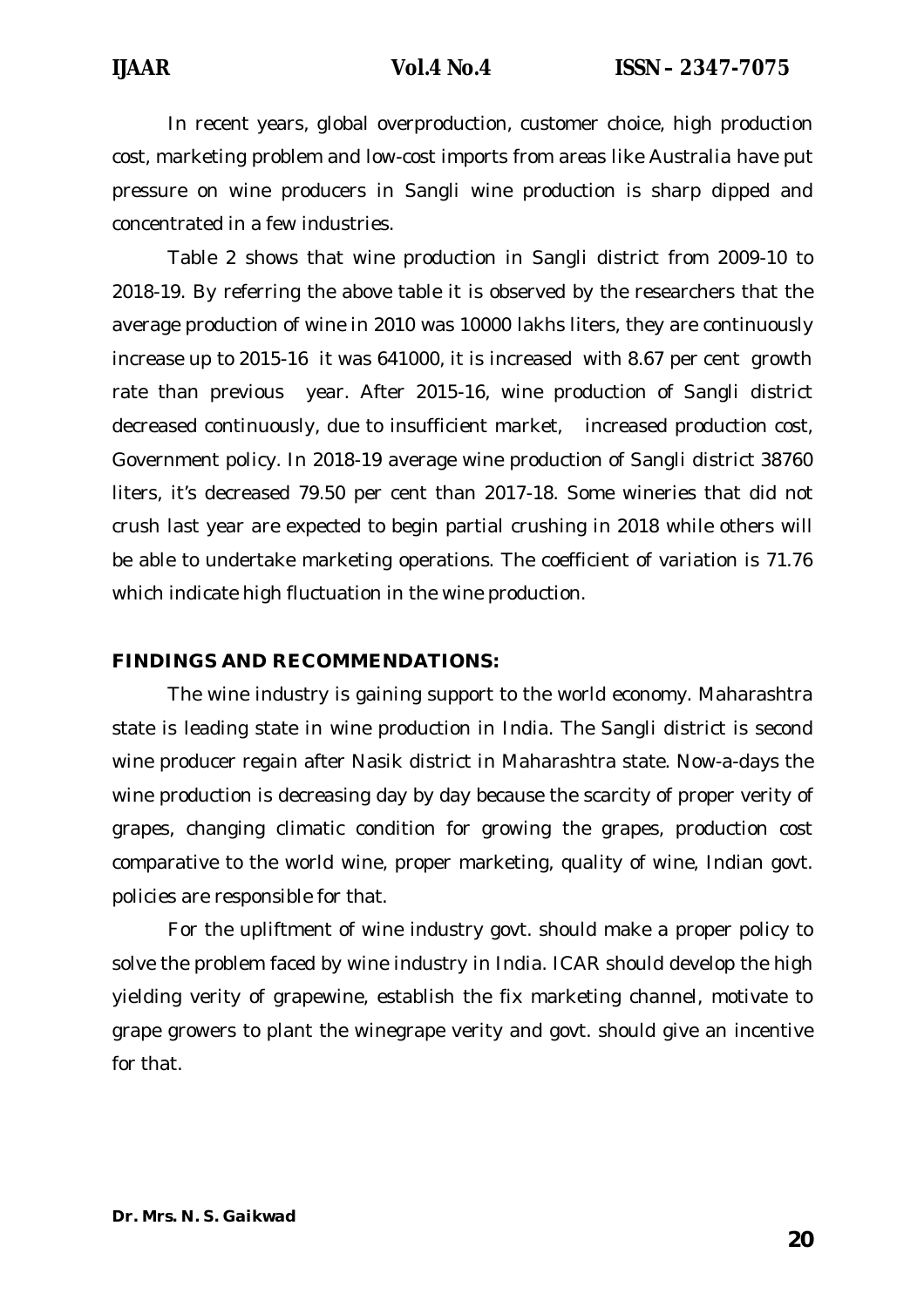In recent years, global overproduction, customer choice, high production cost, marketing problem and low-cost imports from areas like Australia have put pressure on wine producers in Sangli wine production is sharp dipped and concentrated in a few industries.

Table 2 shows that wine production in Sangli district from 2009-10 to 2018-19. By referring the above table it is observed by the researchers that the average production of wine in 2010 was 10000 lakhs liters, they are continuously increase up to 2015-16 it was 641000, it is increased with 8.67 per cent growth rate than previous year. After 2015-16, wine production of Sangli district decreased continuously, due to insufficient market, increased production cost, Government policy. In 2018-19 average wine production of Sangli district 38760 liters, it's decreased 79.50 per cent than 2017-18. Some wineries that did not crush last year are expected to begin partial crushing in 2018 while others will be able to undertake marketing operations. The coefficient of variation is 71.76 which indicate high fluctuation in the wine production.

## FINDINGS AND RECOMMENDATIONS:

The wine industry is gaining support to the world economy. Maharashtra state is leading state in wine production in India. The Sangli district is second wine producer regain after Nasik district in Maharashtra state. Now-a-days the wine production is decreasing day by day because the scarcity of proper verity of grapes, changing climatic condition for growing the grapes, production cost comparative to the world wine, proper marketing, quality of wine, Indian govt. policies are responsible for that.

For the upliftment of wine industry govt. should make a proper policy to solve the problem faced by wine industry in India. ICAR should develop the high yielding verity of grapewine, establish the fix marketing channel, motivate to grape growers to plant the winegrape verity and govt. should give an incentive for that.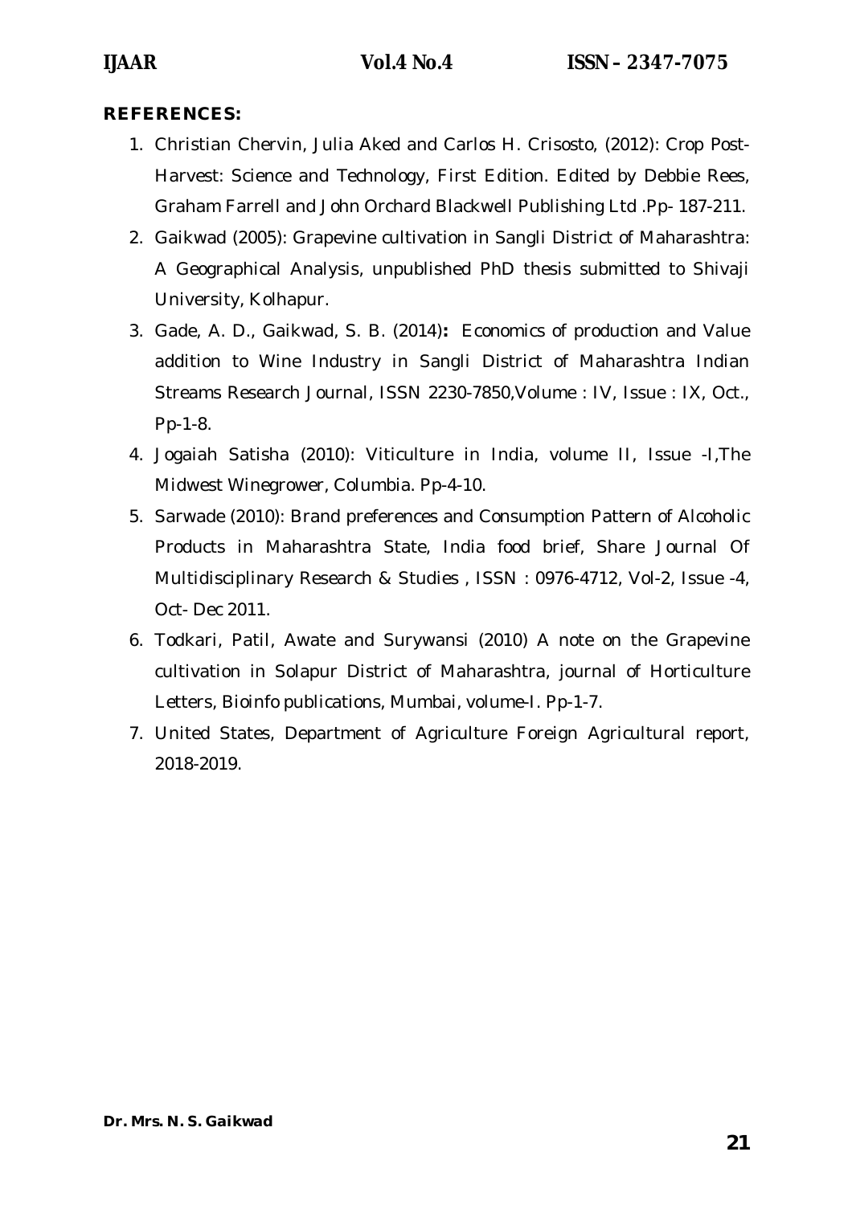**REFERENCES:**

1. Christian Chervin, Julia Aked and Carlos H. Crisosto, (2012): Crop Post-Harvest: Science and Technology, First Edition. Edited by Debbie Rees, Graham Farrell and John Orchard Blackwell Publishing Ltd .Pp- 187-211.
2. Gaikwad (2005): Grapevine cultivation in Sangli District of Maharashtra: A Geographical Analysis, unpublished PhD thesis submitted to Shivaji University, Kolhapur.
3. Gade, A. D., Gaikwad, S. B. (2014)**:** Economics of production and Value addition to Wine Industry in Sangli District of Maharashtra Indian Streams Research Journal, ISSN 2230-7850,Volume : IV, Issue : IX, Oct., Pp-1-8.
4. Jogaiah Satisha (2010): Viticulture in India, volume II, Issue -I,The Midwest Winegrower, Columbia. Pp-4-10.
5. Sarwade (2010): Brand preferences and Consumption Pattern of Alcoholic Products in Maharashtra State, India food brief, Share Journal Of Multidisciplinary Research & Studies , ISSN : 0976-4712, Vol-2, Issue -4, Oct- Dec 2011.
6. Todkari, Patil, Awate and Surywansi (2010) A note on the Grapevine cultivation in Solapur District of Maharashtra, journal of Horticulture Letters, Bioinfo publications, Mumbai, volume-I. Pp-1-7.
7. United States, Department of Agriculture Foreign Agricultural report, 2018-2019.